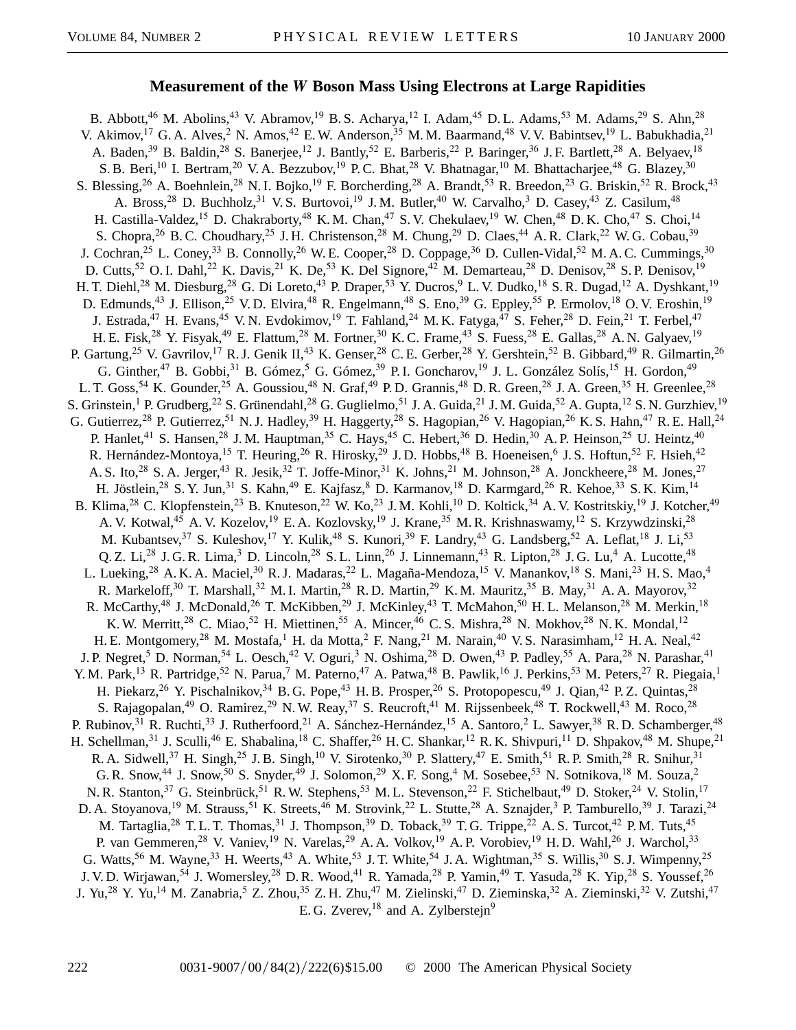# Measurement of the $W$ Boson Mass Using Electrons at Large Rapidities

B. Abbott,[46] M. Abolins,[43] V. Abramov,[19] B. S. Acharya,[12] I. Adam,[45] D. L. Adams,[53] M. Adams,[29] S. Ahn,[28] V. Akimov,[17] G. A. Alves,[2] N. Amos,[42] E. W. Anderson,[35] M. M. Baarmand,[48] V. V. Babintsev,[19] L. Babukhadia,[21] A. Baden,[39] B. Baldin,[28] S. Banerjee,[12] J. Bantly,[52] E. Barberis,[22] P. Baringer,[36] J. F. Bartlett,[28] A. Belyaev,[18] S. B. Beri,[10] I. Bertram,[20] V. A. Bezzubov,[19] P. C. Bhat,[28] V. Bhatnagar,[10] M. Bhattacharjee,[48] G. Blazey,[30] S. Blessing,[26] A. Boehnlein,[28] N. I. Bojko,[19] F. Borcherding,[28] A. Brandt,[53] R. Breedon,[23] G. Briskin,[52] R. Brock,[43] A. Bross,[28] D. Buchholz,[31] V. S. Burtovoi,[19] J. M. Butler,[40] W. Carvalho,[3] D. Casey,[43] Z. Casilum,[48] H. Castilla-Valdez,[15] D. Chakraborty,[48] K. M. Chan,[47] S. V. Chekulaev,[19] W. Chen,[48] D. K. Cho,[47] S. Choi,[14] S. Chopra,[26] B. C. Choudhary,[25] J. H. Christenson,[28] M. Chung,[29] D. Claes,[44] A. R. Clark,[22] W. G. Cobau,[39] J. Cochran,[25] L. Coney,[33] B. Connolly,[26] W. E. Cooper,[28] D. Coppage,[36] D. Cullen-Vidal,[52] M. A. C. Cummings,[30] D. Cutts,[52] O. I. Dahl,[22] K. Davis,[21] K. De,[53] K. Del Signore,[42] M. Demarteau,[28] D. Denisov,[28] S. P. Denisov,[19] H. T. Diehl,[28] M. Diesburg,[28] G. Di Loreto,[43] P. Draper,[53] Y. Ducros,[9] L. V. Dudko,[18] S. R. Dugad,[12] A. Dyshkant,[19] D. Edmunds,[43] J. Ellison,[25] V. D. Elvira,[48] R. Engelmann,[48] S. Eno,[39] G. Eppley,[55] P. Ermolov,[18] O. V. Eroshin,[19] J. Estrada,[47] H. Evans,[45] V. N. Evdokimov,[19] T. Fahland,[24] M. K. Fatyga,[47] S. Feher,[28] D. Fein,[21] T. Ferbel,[47] H. E. Fisk,[28] Y. Fisyak,[49] E. Flattum,[28] M. Fortner,[30] K. C. Frame,[43] S. Fuess,[28] E. Gallas,[28] A. N. Galyaev,[19] P. Gartung,[25] V. Gavrilov,[17] R. J. Genik II,[43] K. Genser,[28] C. E. Gerber,[28] Y. Gershtein,[52] B. Gibbard,[49] R. Gilmartin,[26] G. Ginther,[47] B. Gobbi,[31] B. Gómez,[5] G. Gómez,[39] P. I. Goncharov,[19] J. L. González Solís,[15] H. Gordon,[49] L. T. Goss,[54] K. Gounder,[25] A. Goussiou,[48] N. Graf,[49] P. D. Grannis,[48] D. R. Green,[28] J. A. Green,[35] H. Greenlee,[28] S. Grinstein,[1] P. Grudberg,[22] S. Grünendahl,[28] G. Guglielmo,[51] J. A. Guida,[21] J. M. Guida,[52] A. Gupta,[12] S. N. Gurzhiev,[19] G. Gutierrez,[28] P. Gutierrez,[51] N. J. Hadley,[39] H. Haggerty,[28] S. Hagopian,[26] V. Hagopian,[26] K. S. Hahn,[47] R. E. Hall,[24] P. Hanlet,[41] S. Hansen,[28] J. M. Hauptman,[35] C. Hays,[45] C. Hebert,[36] D. Hedin,[30] A. P. Heinson,[25] U. Heintz,[40] R. Hernández-Montoya,[15] T. Heuring,[26] R. Hirosky,[29] J. D. Hobbs,[48] B. Hoeneisen,[6] J. S. Hoftun,[52] F. Hsieh,[42] A. S. Ito,[28] S. A. Jerger,[43] R. Jesik,[32] T. Joffe-Minor,[31] K. Johns,[21] M. Johnson,[28] A. Jonckheere,[28] M. Jones,[27] H. Jöstlein,[28] S. Y. Jun,[31] S. Kahn,[49] E. Kajfasz,[8] D. Karmanov,[18] D. Karmgard,[26] R. Kehoe,[33] S. K. Kim,[14] B. Klima,[28] C. Klopfenstein,[23] B. Knuteson,[22] W. Ko,[23] J. M. Kohli,[10] D. Koltick,[34] A. V. Kostritskiy,[19] J. Kotcher,[49] A. V. Kotwal,[45] A. V. Kozelov,[19] E. A. Kozlovsky,[19] J. Krane,[35] M. R. Krishnaswamy,[12] S. Krzywdzinski,[28] M. Kubantsev,[37] S. Kuleshov,[17] Y. Kulik,[48] S. Kunori,[39] F. Landry,[43] G. Landsberg,[52] A. Leflat,[18] J. Li,[53] Q. Z. Li,[28] J. G. R. Lima,[3] D. Lincoln,[28] S. L. Linn,[26] J. Linnemann,[43] R. Lipton,[28] J. G. Lu,[4] A. Lucotte,[48] L. Lueking,[28] A. K. A. Maciel,[30] R. J. Madaras,[22] L. Magaña-Mendoza,[15] V. Manankov,[18] S. Mani,[23] H. S. Mao,[4] R. Markeloff,[30] T. Marshall,[32] M. I. Martin,[28] R. D. Martin,[29] K. M. Mauritz,[35] B. May,[31] A. A. Mayorov,[32] R. McCarthy,[48] J. McDonald,[26] T. McKibben,[29] J. McKinley,[43] T. McMahon,[50] H. L. Melanson,[28] M. Merkin,[18] K. W. Merritt,[28] C. Miao,[52] H. Miettinen,[55] A. Mincer,[46] C. S. Mishra,[28] N. Mokhov,[28] N. K. Mondal,[12] H. E. Montgomery,[28] M. Mostafa,[1] H. da Motta,[2] F. Nang,[21] M. Narain,[40] V. S. Narasimham,[12] H. A. Neal,[42] J. P. Negret,[5] D. Norman,[54] L. Oesch,[42] V. Oguri,[3] N. Oshima,[28] D. Owen,[43] P. Padley,[55] A. Para,[28] N. Parashar,[41] Y. M. Park,[13] R. Partridge,[52] N. Parua,[7] M. Paterno,[47] A. Patwa,[48] B. Pawlik,[16] J. Perkins,[53] M. Peters,[27] R. Piegaia,[1] H. Piekarz,[26] Y. Pischalnikov,[34] B. G. Pope,[43] H. B. Prosper,[26] S. Protopopescu,[49] J. Qian,[42] P. Z. Quintas,[28] S. Rajagopalan,[49] O. Ramirez,[29] N. W. Reay,[37] S. Reucroft,[41] M. Rijssenbeek,[48] T. Rockwell,[43] M. Roco,[28] P. Rubinov,[31] R. Ruchti,[33] J. Rutherfoord,[21] A. Sánchez-Hernández,[15] A. Santoro,[2] L. Sawyer,[38] R. D. Schamberger,[48] H. Schellman,[31] J. Sculli,[46] E. Shabalina,[18] C. Shaffer,[26] H. C. Shankar,[12] R. K. Shivpuri,[11] D. Shpakov,[48] M. Shupe,[21] R. A. Sidwell,[37] H. Singh,[25] J. B. Singh,[10] V. Sirotenko,[30] P. Slattery,[47] E. Smith,[51] R. P. Smith,[28] R. Snihur,[31] G. R. Snow,[44] J. Snow,[50] S. Snyder,[49] J. Solomon,[29] X. F. Song,[4] M. Sosebee,[53] N. Sotnikova,[18] M. Souza,[2] N. R. Stanton,[37] G. Steinbrück,[51] R. W. Stephens,[53] M. L. Stevenson,[22] F. Stichelbaut,[49] D. Stoker,[24] V. Stolin,[17] D. A. Stoyanova,[19] M. Strauss,[51] K. Streets,[46] M. Strovink,[22] L. Stutte,[28] A. Sznajder,[3] P. Tamburello,[39] J. Tarazi,[24] M. Tartaglia,[28] T. L. T. Thomas,[31] J. Thompson,[39] D. Toback,[39] T. G. Trippe,[22] A. S. Turcot,[42] P. M. Tuts,[45] P. van Gemmeren,[28] V. Vaniev,[19] N. Varelas,[29] A. A. Volkov,[19] A. P. Vorobiev,[19] H. D. Wahl,[26] J. Warchol,[33] G. Watts,[56] M. Wayne,[33] H. Weerts,[43] A. White,[53] J. T. White,[54] J. A. Wightman,[35] S. Willis,[30] S. J. Wimpenny,[25] J. V. D. Wirjawan,[54] J. Womersley,[28] D. R. Wood,[41] R. Yamada,[28] P. Yamin,[49] T. Yasuda,[28] K. Yip,[28] S. Youssef,[26] J. Yu,[28] Y. Yu,[14] M. Zanabria,[5] Z. Zhou,[35] Z. H. Zhu,[47] M. Zielinski,[47] D. Zieminska,[32] A. Zieminski,[32] V. Zutshi,[47] E. G. Zverev,[18] and A. Zylberstejn[9]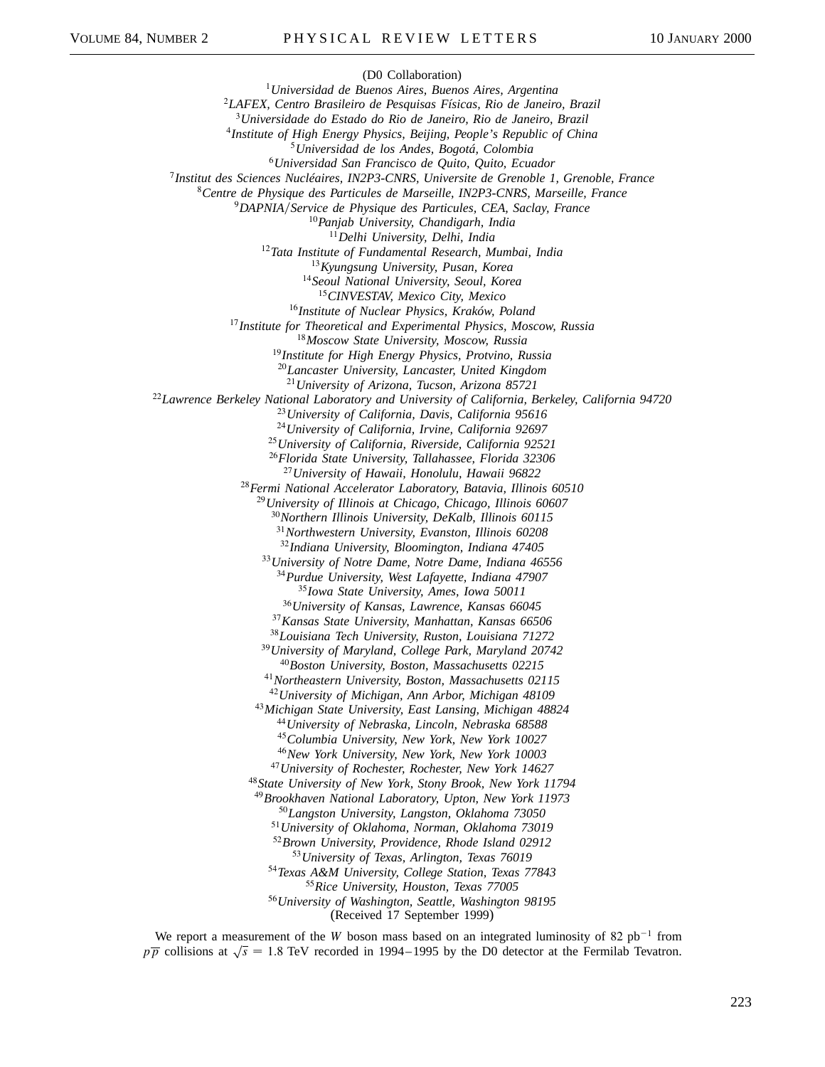(D0 Collaboration)

[1]*Universidad de Buenos Aires, Buenos Aires, Argentina*
[2]*LAFEX, Centro Brasileiro de Pesquisas Físicas, Rio de Janeiro, Brazil*
[3]*Universidade do Estado do Rio de Janeiro, Rio de Janeiro, Brazil*
[4]*Institute of High Energy Physics, Beijing, People's Republic of China*
[5]*Universidad de los Andes, Bogotá, Colombia*
[6]*Universidad San Francisco de Quito, Quito, Ecuador*
[7]*Institut des Sciences Nucléaires, IN2P3-CNRS, Universite de Grenoble 1, Grenoble, France*
[8]*Centre de Physique des Particules de Marseille, IN2P3-CNRS, Marseille, France*
[9]*DAPNIA/Service de Physique des Particules, CEA, Saclay, France*
[10]*Panjab University, Chandigarh, India*
[11]*Delhi University, Delhi, India*
[12]*Tata Institute of Fundamental Research, Mumbai, India*
[13]*Kyungsung University, Pusan, Korea*
[14]*Seoul National University, Seoul, Korea*
[15]*CINVESTAV, Mexico City, Mexico*
[16]*Institute of Nuclear Physics, Kraków, Poland*
[17]*Institute for Theoretical and Experimental Physics, Moscow, Russia*
[18]*Moscow State University, Moscow, Russia*
[19]*Institute for High Energy Physics, Protvino, Russia*
[20]*Lancaster University, Lancaster, United Kingdom*
[21]*University of Arizona, Tucson, Arizona 85721*
[22]*Lawrence Berkeley National Laboratory and University of California, Berkeley, California 94720*
[23]*University of California, Davis, California 95616*
[24]*University of California, Irvine, California 92697*
[25]*University of California, Riverside, California 92521*
[26]*Florida State University, Tallahassee, Florida 32306*
[27]*University of Hawaii, Honolulu, Hawaii 96822*
[28]*Fermi National Accelerator Laboratory, Batavia, Illinois 60510*
[29]*University of Illinois at Chicago, Chicago, Illinois 60607*
[30]*Northern Illinois University, DeKalb, Illinois 60115*
[31]*Northwestern University, Evanston, Illinois 60208*
[32]*Indiana University, Bloomington, Indiana 47405*
[33]*University of Notre Dame, Notre Dame, Indiana 46556*
[34]*Purdue University, West Lafayette, Indiana 47907*
[35]*Iowa State University, Ames, Iowa 50011*
[36]*University of Kansas, Lawrence, Kansas 66045*
[37]*Kansas State University, Manhattan, Kansas 66506*
[38]*Louisiana Tech University, Ruston, Louisiana 71272*
[39]*University of Maryland, College Park, Maryland 20742*
[40]*Boston University, Boston, Massachusetts 02215*
[41]*Northeastern University, Boston, Massachusetts 02115*
[42]*University of Michigan, Ann Arbor, Michigan 48109*
[43]*Michigan State University, East Lansing, Michigan 48824*
[44]*University of Nebraska, Lincoln, Nebraska 68588*
[45]*Columbia University, New York, New York 10027*
[46]*New York University, New York, New York 10003*
[47]*University of Rochester, Rochester, New York 14627*
[48]*State University of New York, Stony Brook, New York 11794*
[49]*Brookhaven National Laboratory, Upton, New York 11973*
[50]*Langston University, Langston, Oklahoma 73050*
[51]*University of Oklahoma, Norman, Oklahoma 73019*
[52]*Brown University, Providence, Rhode Island 02912*
[53]*University of Texas, Arlington, Texas 76019*
[54]*Texas A&M University, College Station, Texas 77843*
[55]*Rice University, Houston, Texas 77005*
[56]*University of Washington, Seattle, Washington 98195*

(Received 17 September 1999)

We report a measurement of the $W$ boson mass based on an integrated luminosity of 82 pb$^{-1}$ from $p\overline{p}$ collisions at $\sqrt{s} = 1.8$ TeV recorded in 1994–1995 by the D0 detector at the Fermilab Tevatron.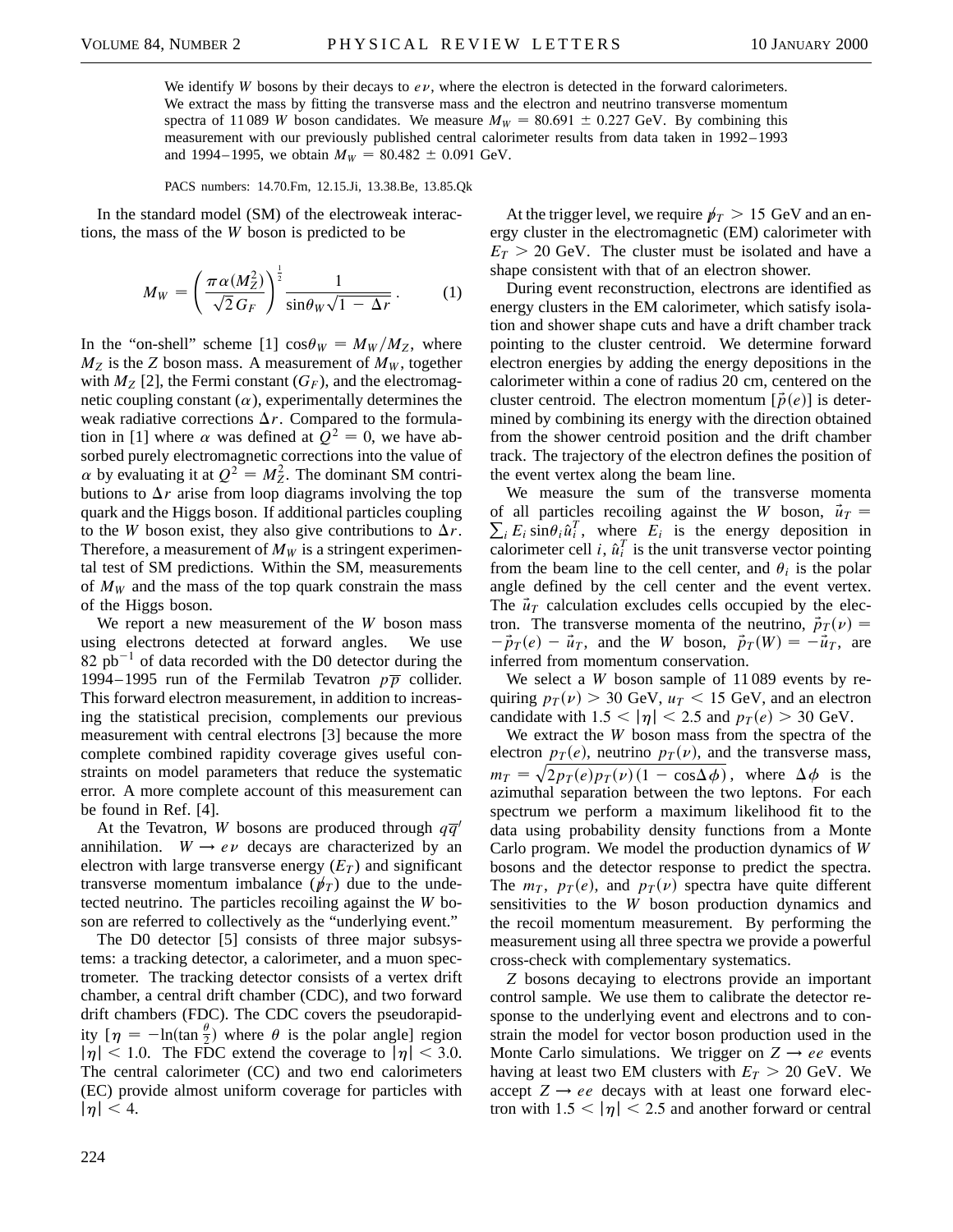We identify $W$ bosons by their decays to $e\nu$, where the electron is detected in the forward calorimeters. We extract the mass by fitting the transverse mass and the electron and neutrino transverse momentum spectra of 11 089 $W$ boson candidates. We measure $M_W = 80.691 \pm 0.227$ GeV. By combining this measurement with our previously published central calorimeter results from data taken in 1992–1993 and 1994–1995, we obtain $M_W = 80.482 \pm 0.091$ GeV.

PACS numbers: 14.70.Fm, 12.15.Ji, 13.38.Be, 13.85.Qk

In the standard model (SM) of the electroweak interactions, the mass of the $W$ boson is predicted to be

$$M_W = \left(\frac{\pi\alpha(M_Z^2)}{\sqrt{2}G_F}\right)^{\frac{1}{2}} \frac{1}{\sin\theta_W\sqrt{1-\Delta r}}. \qquad (1)$$

In the "on-shell" scheme [1] $\cos\theta_W = M_W/M_Z$, where $M_Z$ is the $Z$ boson mass. A measurement of $M_W$, together with $M_Z$ [2], the Fermi constant ($G_F$), and the electromagnetic coupling constant ($\alpha$), experimentally determines the weak radiative corrections $\Delta r$. Compared to the formulation in [1] where $\alpha$ was defined at $Q^2 = 0$, we have absorbed purely electromagnetic corrections into the value of $\alpha$ by evaluating it at $Q^2 = M_Z^2$. The dominant SM contributions to $\Delta r$ arise from loop diagrams involving the top quark and the Higgs boson. If additional particles coupling to the $W$ boson exist, they also give contributions to $\Delta r$. Therefore, a measurement of $M_W$ is a stringent experimental test of SM predictions. Within the SM, measurements of $M_W$ and the mass of the top quark constrain the mass of the Higgs boson.

We report a new measurement of the $W$ boson mass using electrons detected at forward angles. We use 82 $\text{pb}^{-1}$ of data recorded with the D0 detector during the 1994–1995 run of the Fermilab Tevatron $p\overline{p}$ collider. This forward electron measurement, in addition to increasing the statistical precision, complements our previous measurement with central electrons [3] because the more complete combined rapidity coverage gives useful constraints on model parameters that reduce the systematic error. A more complete account of this measurement can be found in Ref. [4].

At the Tevatron, $W$ bosons are produced through $q\overline{q}'$ annihilation. $W \rightarrow e\nu$ decays are characterized by an electron with large transverse energy ($E_T$) and significant transverse momentum imbalance ($\not{p}_T$) due to the undetected neutrino. The particles recoiling against the $W$ boson are referred to collectively as the "underlying event."

The D0 detector [5] consists of three major subsystems: a tracking detector, a calorimeter, and a muon spectrometer. The tracking detector consists of a vertex drift chamber, a central drift chamber (CDC), and two forward drift chambers (FDC). The CDC covers the pseudorapidity [$\eta = -\ln(\tan\frac{\theta}{2})$ where $\theta$ is the polar angle] region $|\eta| < 1.0$. The FDC extend the coverage to $|\eta| < 3.0$. The central calorimeter (CC) and two end calorimeters (EC) provide almost uniform coverage for particles with $|\eta| < 4$.

At the trigger level, we require $\not{p}_T > 15$ GeV and an energy cluster in the electromagnetic (EM) calorimeter with $E_T > 20$ GeV. The cluster must be isolated and have a shape consistent with that of an electron shower.

During event reconstruction, electrons are identified as energy clusters in the EM calorimeter, which satisfy isolation and shower shape cuts and have a drift chamber track pointing to the cluster centroid. We determine forward electron energies by adding the energy depositions in the calorimeter within a cone of radius 20 cm, centered on the cluster centroid. The electron momentum [$\vec{p}(e)$] is determined by combining its energy with the direction obtained from the shower centroid position and the drift chamber track. The trajectory of the electron defines the position of the event vertex along the beam line.

We measure the sum of the transverse momenta of all particles recoiling against the $W$ boson, $\vec{u}_T = \sum_i E_i \sin\theta_i \hat{u}_i^T$, where $E_i$ is the energy deposition in calorimeter cell $i$, $\hat{u}_i^T$ is the unit transverse vector pointing from the beam line to the cell center, and $\theta_i$ is the polar angle defined by the cell center and the event vertex. The $\vec{u}_T$ calculation excludes cells occupied by the electron. The transverse momenta of the neutrino, $\vec{p}_T(\nu) = -\vec{p}_T(e) - \vec{u}_T$, and the $W$ boson, $\vec{p}_T(W) = -\vec{u}_T$, are inferred from momentum conservation.

We select a $W$ boson sample of 11 089 events by requiring $p_T(\nu) > 30$ GeV, $u_T < 15$ GeV, and an electron candidate with $1.5 < |\eta| < 2.5$ and $p_T(e) > 30$ GeV.

We extract the $W$ boson mass from the spectra of the electron $p_T(e)$, neutrino $p_T(\nu)$, and the transverse mass, $m_T = \sqrt{2p_T(e)p_T(\nu)(1-\cos\Delta\phi)}$, where $\Delta\phi$ is the azimuthal separation between the two leptons. For each spectrum we perform a maximum likelihood fit to the data using probability density functions from a Monte Carlo program. We model the production dynamics of $W$ bosons and the detector response to predict the spectra. The $m_T$, $p_T(e)$, and $p_T(\nu)$ spectra have quite different sensitivities to the $W$ boson production dynamics and the recoil momentum measurement. By performing the measurement using all three spectra we provide a powerful cross-check with complementary systematics.

$Z$ bosons decaying to electrons provide an important control sample. We use them to calibrate the detector response to the underlying event and electrons and to constrain the model for vector boson production used in the Monte Carlo simulations. We trigger on $Z \rightarrow ee$ events having at least two EM clusters with $E_T > 20$ GeV. We accept $Z \rightarrow ee$ decays with at least one forward electron with $1.5 < |\eta| < 2.5$ and another forward or central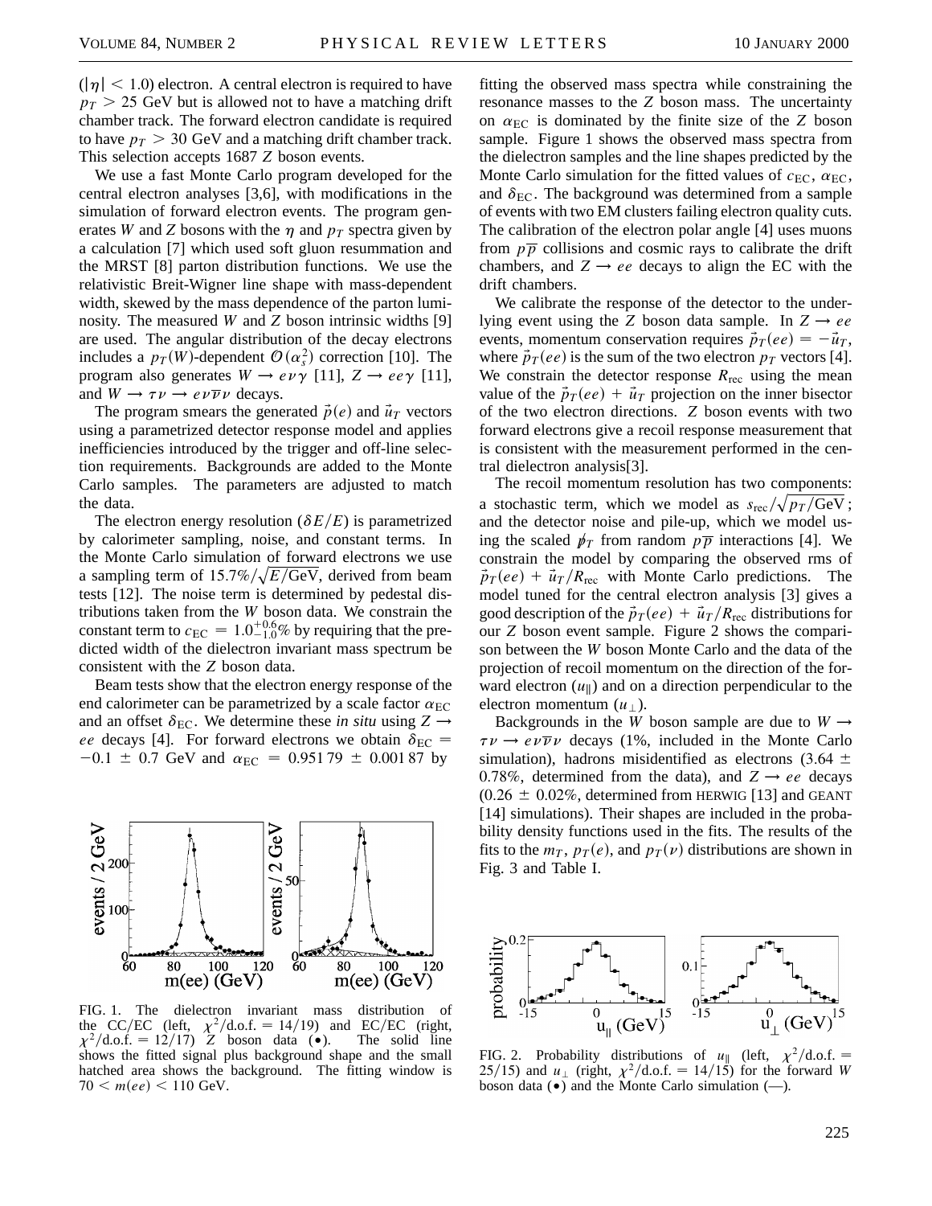($|\eta| < 1.0$) electron. A central electron is required to have $p_T > 25$ GeV but is allowed not to have a matching drift chamber track. The forward electron candidate is required to have $p_T > 30$ GeV and a matching drift chamber track. This selection accepts 1687 $Z$ boson events.

We use a fast Monte Carlo program developed for the central electron analyses [3,6], with modifications in the simulation of forward electron events. The program generates $W$ and $Z$ bosons with the $\eta$ and $p_T$ spectra given by a calculation [7] which used soft gluon resummation and the MRST [8] parton distribution functions. We use the relativistic Breit-Wigner line shape with mass-dependent width, skewed by the mass dependence of the parton luminosity. The measured $W$ and $Z$ boson intrinsic widths [9] are used. The angular distribution of the decay electrons includes a $p_T(W)$-dependent $\mathcal{O}(\alpha_s^2)$ correction [10]. The program also generates $W \to e\nu\gamma$ [11], $Z \to ee\gamma$ [11], and $W \to \tau\nu \to e\nu\overline{\nu}\nu$ decays.

The program smears the generated $\vec{p}(e)$ and $\vec{u}_T$ vectors using a parametrized detector response model and applies inefficiencies introduced by the trigger and off-line selection requirements. Backgrounds are added to the Monte Carlo samples. The parameters are adjusted to match the data.

The electron energy resolution ($\delta E/E$) is parametrized by calorimeter sampling, noise, and constant terms. In the Monte Carlo simulation of forward electrons we use a sampling term of $15.7\%/\sqrt{E/\text{GeV}}$, derived from beam tests [12]. The noise term is determined by pedestal distributions taken from the $W$ boson data. We constrain the constant term to $c_{\text{EC}} = 1.0^{+0.6}_{-1.0}\%$ by requiring that the predicted width of the dielectron invariant mass spectrum be consistent with the $Z$ boson data.

Beam tests show that the electron energy response of the end calorimeter can be parametrized by a scale factor $\alpha_{\text{EC}}$ and an offset $\delta_{\text{EC}}$. We determine these *in situ* using $Z \to ee$ decays [4]. For forward electrons we obtain $\delta_{\text{EC}} = -0.1 \pm 0.7$ GeV and $\alpha_{\text{EC}} = 0.95179 \pm 0.00187$ by fitting the observed mass spectra while constraining the resonance masses to the $Z$ boson mass. The uncertainty on $\alpha_{\text{EC}}$ is dominated by the finite size of the $Z$ boson sample. Figure 1 shows the observed mass spectra from the dielectron samples and the line shapes predicted by the Monte Carlo simulation for the fitted values of $c_{\text{EC}}$, $\alpha_{\text{EC}}$, and $\delta_{\text{EC}}$. The background was determined from a sample of events with two EM clusters failing electron quality cuts. The calibration of the electron polar angle [4] uses muons from $p\overline{p}$ collisions and cosmic rays to calibrate the drift chambers, and $Z \to ee$ decays to align the EC with the drift chambers.

FIG. 1. The dielectron invariant mass distribution of the CC/EC (left, $\chi^2/\text{d.o.f.} = 14/19$) and EC/EC (right, $\chi^2/\text{d.o.f.} = 12/17$) $Z$ boson data ($\bullet$). The solid line shows the fitted signal plus background shape and the small hatched area shows the background. The fitting window is $70 < m(ee) < 110$ GeV.

We calibrate the response of the detector to the underlying event using the $Z$ boson data sample. In $Z \to ee$ events, momentum conservation requires $\vec{p}_T(ee) = -\vec{u}_T$, where $\vec{p}_T(ee)$ is the sum of the two electron $p_T$ vectors [4]. We constrain the detector response $R_{\text{rec}}$ using the mean value of the $\vec{p}_T(ee) + \vec{u}_T$ projection on the inner bisector of the two electron directions. $Z$ boson events with two forward electrons give a recoil response measurement that is consistent with the measurement performed in the central dielectron analysis[3].

The recoil momentum resolution has two components: a stochastic term, which we model as $s_{\text{rec}}/\sqrt{p_T/\text{GeV}}$; and the detector noise and pile-up, which we model using the scaled $\not{p}_T$ from random $p\overline{p}$ interactions [4]. We constrain the model by comparing the observed rms of $\vec{p}_T(ee) + \vec{u}_T/R_{\text{rec}}$ with Monte Carlo predictions. The model tuned for the central electron analysis [3] gives a good description of the $\vec{p}_T(ee) + \vec{u}_T/R_{\text{rec}}$ distributions for our $Z$ boson event sample. Figure 2 shows the comparison between the $W$ boson Monte Carlo and the data of the projection of recoil momentum on the direction of the forward electron ($u_\parallel$) and on a direction perpendicular to the electron momentum ($u_\perp$).

Backgrounds in the $W$ boson sample are due to $W \to \tau\nu \to e\nu\overline{\nu}\nu$ decays (1%, included in the Monte Carlo simulation), hadrons misidentified as electrons ($3.64 \pm 0.78\%$, determined from the data), and $Z \to ee$ decays ($0.26 \pm 0.02\%$, determined from HERWIG [13] and GEANT [14] simulations). Their shapes are included in the probability density functions used in the fits. The results of the fits to the $m_T$, $p_T(e)$, and $p_T(\nu)$ distributions are shown in Fig. 3 and Table I.

FIG. 2. Probability distributions of $u_\parallel$ (left, $\chi^2/\text{d.o.f.} = 25/15$) and $u_\perp$ (right, $\chi^2/\text{d.o.f.} = 14/15$) for the forward $W$ boson data ($\bullet$) and the Monte Carlo simulation (—).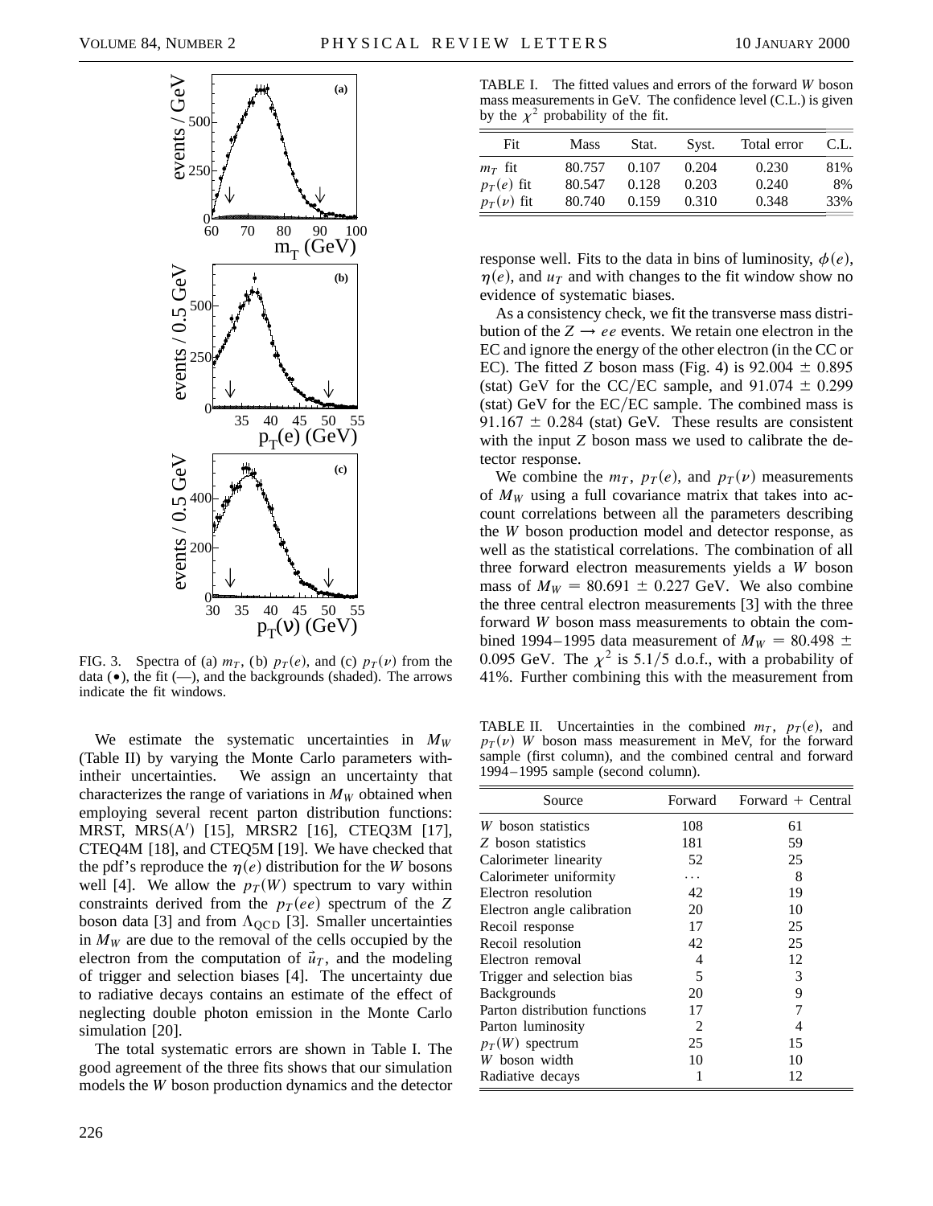FIG. 3. Spectra of (a) $m_T$, (b) $p_T(e)$, and (c) $p_T(\nu)$ from the data (•), the fit (—), and the backgrounds (shaded). The arrows indicate the fit windows.

We estimate the systematic uncertainties in $M_W$ (Table II) by varying the Monte Carlo parameters withintheir uncertainties. We assign an uncertainty that characterizes the range of variations in $M_W$ obtained when employing several recent parton distribution functions: MRST, MRS(A′) [15], MRSR2 [16], CTEQ3M [17], CTEQ4M [18], and CTEQ5M [19]. We have checked that the pdf's reproduce the $\eta(e)$ distribution for the $W$ bosons well [4]. We allow the $p_T(W)$ spectrum to vary within constraints derived from the $p_T(ee)$ spectrum of the $Z$ boson data [3] and from $\Lambda_{\mathrm{QCD}}$ [3]. Smaller uncertainties in $M_W$ are due to the removal of the cells occupied by the electron from the computation of $\vec{u}_T$, and the modeling of trigger and selection biases [4]. The uncertainty due to radiative decays contains an estimate of the effect of neglecting double photon emission in the Monte Carlo simulation [20].

The total systematic errors are shown in Table I. The good agreement of the three fits shows that our simulation models the $W$ boson production dynamics and the detector response well. Fits to the data in bins of luminosity, $\phi(e)$, $\eta(e)$, and $u_T$ and with changes to the fit window show no evidence of systematic biases.

TABLE I. The fitted values and errors of the forward $W$ boson mass measurements in GeV. The confidence level (C.L.) is given by the $\chi^2$ probability of the fit.

| Fit | Mass | Stat. | Syst. | Total error | C.L. |
|---|---|---|---|---|---|
| $m_T$ fit | 80.757 | 0.107 | 0.204 | 0.230 | 81% |
| $p_T(e)$ fit | 80.547 | 0.128 | 0.203 | 0.240 | 8% |
| $p_T(\nu)$ fit | 80.740 | 0.159 | 0.310 | 0.348 | 33% |

As a consistency check, we fit the transverse mass distribution of the $Z \rightarrow ee$ events. We retain one electron in the EC and ignore the energy of the other electron (in the CC or EC). The fitted $Z$ boson mass (Fig. 4) is $92.004 \pm 0.895$ (stat) GeV for the CC/EC sample, and $91.074 \pm 0.299$ (stat) GeV for the EC/EC sample. The combined mass is $91.167 \pm 0.284$ (stat) GeV. These results are consistent with the input $Z$ boson mass we used to calibrate the detector response.

We combine the $m_T$, $p_T(e)$, and $p_T(\nu)$ measurements of $M_W$ using a full covariance matrix that takes into account correlations between all the parameters describing the $W$ boson production model and detector response, as well as the statistical correlations. The combination of all three forward electron measurements yields a $W$ boson mass of $M_W = 80.691 \pm 0.227$ GeV. We also combine the three central electron measurements [3] with the three forward $W$ boson mass measurements to obtain the combined 1994–1995 data measurement of $M_W = 80.498 \pm 0.095$ GeV. The $\chi^2$ is 5.1/5 d.o.f., with a probability of 41%. Further combining this with the measurement from

TABLE II. Uncertainties in the combined $m_T$, $p_T(e)$, and $p_T(\nu)$ $W$ boson mass measurement in MeV, for the forward sample (first column), and the combined central and forward 1994–1995 sample (second column).

| Source | Forward | Forward + Central |
|---|---|---|
| $W$ boson statistics | 108 | 61 |
| $Z$ boson statistics | 181 | 59 |
| Calorimeter linearity | 52 | 25 |
| Calorimeter uniformity | ... | 8 |
| Electron resolution | 42 | 19 |
| Electron angle calibration | 20 | 10 |
| Recoil response | 17 | 25 |
| Recoil resolution | 42 | 25 |
| Electron removal | 4 | 12 |
| Trigger and selection bias | 5 | 3 |
| Backgrounds | 20 | 9 |
| Parton distribution functions | 17 | 7 |
| Parton luminosity | 2 | 4 |
| $p_T(W)$ spectrum | 25 | 15 |
| $W$ boson width | 10 | 10 |
| Radiative decays | 1 | 12 |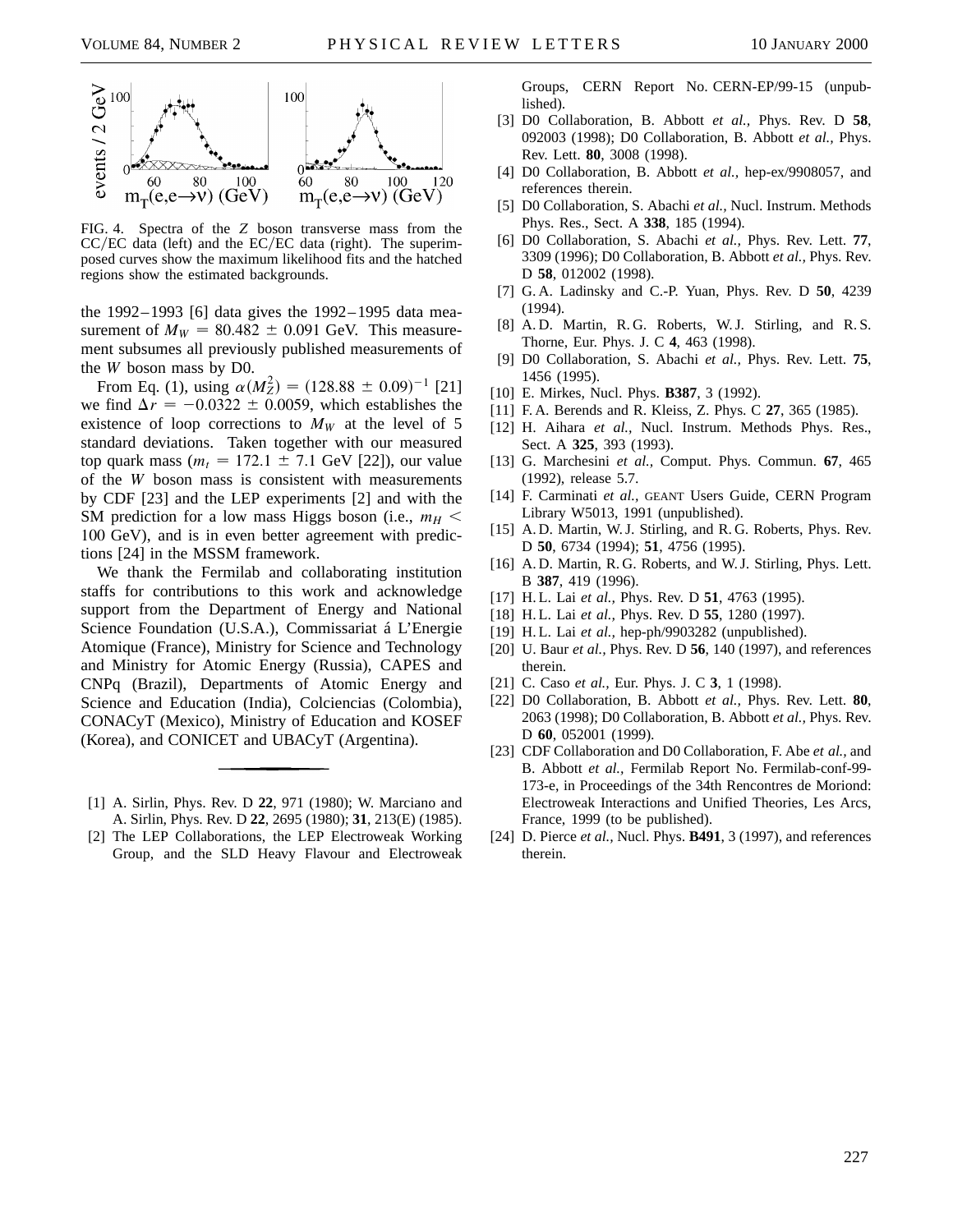events / 2 GeV

100

0

60 80 100

$m_T(e,e \rightarrow \nu)$ (GeV)

100

0

60 80 100 120

$m_T(e,e \rightarrow \nu)$ (GeV)

FIG. 4. Spectra of the $Z$ boson transverse mass from the CC/EC data (left) and the EC/EC data (right). The superimposed curves show the maximum likelihood fits and the hatched regions show the estimated backgrounds.

the 1992–1993 [6] data gives the 1992–1995 data measurement of $M_W = 80.482 \pm 0.091$ GeV. This measurement subsumes all previously published measurements of the $W$ boson mass by D0.

From Eq. (1), using $\alpha(M_Z^2) = (128.88 \pm 0.09)^{-1}$ [21] we find $\Delta r = -0.0322 \pm 0.0059$, which establishes the existence of loop corrections to $M_W$ at the level of 5 standard deviations. Taken together with our measured top quark mass ($m_t = 172.1 \pm 7.1$ GeV [22]), our value of the $W$ boson mass is consistent with measurements by CDF [23] and the LEP experiments [2] and with the SM prediction for a low mass Higgs boson (i.e., $m_H <$ 100 GeV), and is in even better agreement with predictions [24] in the MSSM framework.

We thank the Fermilab and collaborating institution staffs for contributions to this work and acknowledge support from the Department of Energy and National Science Foundation (U.S.A.), Commissariat á L'Energie Atomique (France), Ministry for Science and Technology and Ministry for Atomic Energy (Russia), CAPES and CNPq (Brazil), Departments of Atomic Energy and Science and Education (India), Colciencias (Colombia), CONACyT (Mexico), Ministry of Education and KOSEF (Korea), and CONICET and UBACyT (Argentina).

---

[1] A. Sirlin, Phys. Rev. D **22**, 971 (1980); W. Marciano and A. Sirlin, Phys. Rev. D **22**, 2695 (1980); **31**, 213(E) (1985).

[2] The LEP Collaborations, the LEP Electroweak Working Group, and the SLD Heavy Flavour and Electroweak Groups, CERN Report No. CERN-EP/99-15 (unpublished).

[3] D0 Collaboration, B. Abbott *et al.,* Phys. Rev. D **58**, 092003 (1998); D0 Collaboration, B. Abbott *et al.,* Phys. Rev. Lett. **80**, 3008 (1998).

[4] D0 Collaboration, B. Abbott *et al.,* hep-ex/9908057, and references therein.

[5] D0 Collaboration, S. Abachi *et al.,* Nucl. Instrum. Methods Phys. Res., Sect. A **338**, 185 (1994).

[6] D0 Collaboration, S. Abachi *et al.,* Phys. Rev. Lett. **77**, 3309 (1996); D0 Collaboration, B. Abbott *et al.,* Phys. Rev. D **58**, 012002 (1998).

[7] G. A. Ladinsky and C.-P. Yuan, Phys. Rev. D **50**, 4239 (1994).

[8] A. D. Martin, R. G. Roberts, W. J. Stirling, and R. S. Thorne, Eur. Phys. J. C **4**, 463 (1998).

[9] D0 Collaboration, S. Abachi *et al.,* Phys. Rev. Lett. **75**, 1456 (1995).

[10] E. Mirkes, Nucl. Phys. **B387**, 3 (1992).

[11] F. A. Berends and R. Kleiss, Z. Phys. C **27**, 365 (1985).

[12] H. Aihara *et al.,* Nucl. Instrum. Methods Phys. Res., Sect. A **325**, 393 (1993).

[13] G. Marchesini *et al.,* Comput. Phys. Commun. **67**, 465 (1992), release 5.7.

[14] F. Carminati *et al.,* GEANT Users Guide, CERN Program Library W5013, 1991 (unpublished).

[15] A. D. Martin, W. J. Stirling, and R. G. Roberts, Phys. Rev. D **50**, 6734 (1994); **51**, 4756 (1995).

[16] A. D. Martin, R. G. Roberts, and W. J. Stirling, Phys. Lett. B **387**, 419 (1996).

[17] H. L. Lai *et al.,* Phys. Rev. D **51**, 4763 (1995).

[18] H. L. Lai *et al.,* Phys. Rev. D **55**, 1280 (1997).

[19] H. L. Lai *et al.,* hep-ph/9903282 (unpublished).

[20] U. Baur *et al.,* Phys. Rev. D **56**, 140 (1997), and references therein.

[21] C. Caso *et al.,* Eur. Phys. J. C **3**, 1 (1998).

[22] D0 Collaboration, B. Abbott *et al.,* Phys. Rev. Lett. **80**, 2063 (1998); D0 Collaboration, B. Abbott *et al.,* Phys. Rev. D **60**, 052001 (1999).

[23] CDF Collaboration and D0 Collaboration, F. Abe *et al.,* and B. Abbott *et al.,* Fermilab Report No. Fermilab-conf-99-173-e, in Proceedings of the 34th Rencontres de Moriond: Electroweak Interactions and Unified Theories, Les Arcs, France, 1999 (to be published).

[24] D. Pierce *et al.,* Nucl. Phys. **B491**, 3 (1997), and references therein.